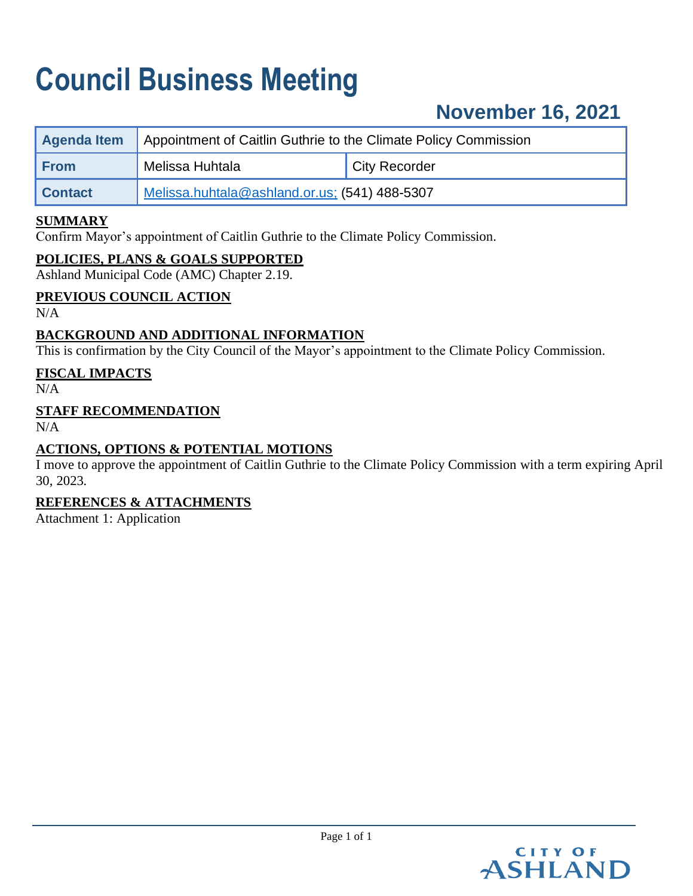# Council Business Meeting

## November 16, 2021

| Agenda Item | Appointment of Caitlin Guthrie to the Climate Policy Commission | |
|---|---|---|
| From | Melissa Huhtala | City Recorder |
| Contact | Melissa.huhtala@ashland.or.us; (541) 488-5307 | |

**SUMMARY**
Confirm Mayor's appointment of Caitlin Guthrie to the Climate Policy Commission.

**POLICIES, PLANS & GOALS SUPPORTED**
Ashland Municipal Code (AMC) Chapter 2.19.

**PREVIOUS COUNCIL ACTION**
N/A

**BACKGROUND AND ADDITIONAL INFORMATION**
This is confirmation by the City Council of the Mayor's appointment to the Climate Policy Commission.

**FISCAL IMPACTS**
N/A

**STAFF RECOMMENDATION**
N/A

**ACTIONS, OPTIONS & POTENTIAL MOTIONS**
I move to approve the appointment of Caitlin Guthrie to the Climate Policy Commission with a term expiring April 30, 2023.

**REFERENCES & ATTACHMENTS**
Attachment 1: Application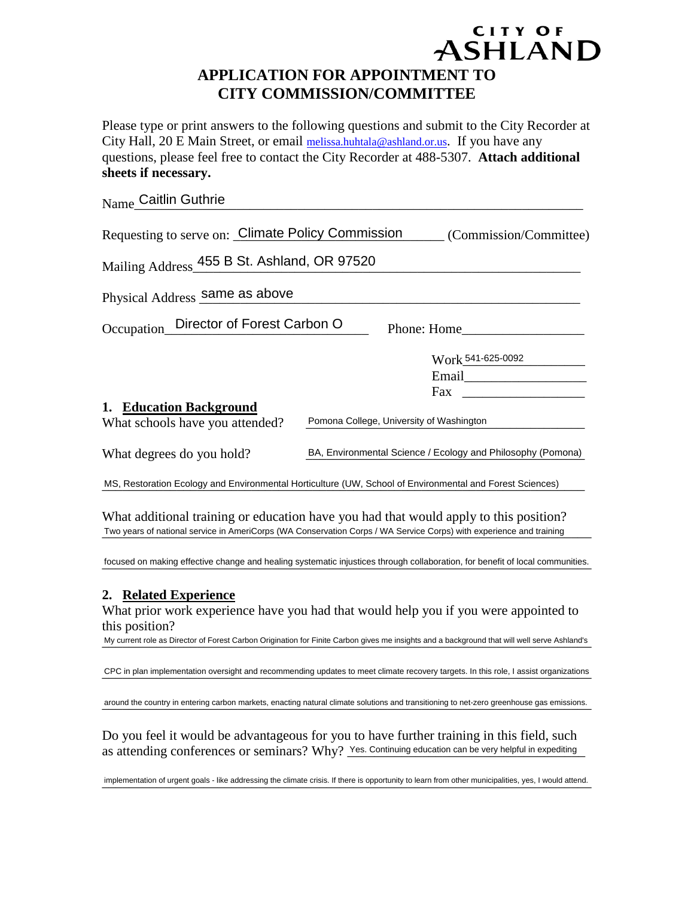CITY OF ASHLAND

# APPLICATION FOR APPOINTMENT TO CITY COMMISSION/COMMITTEE

Please type or print answers to the following questions and submit to the City Recorder at City Hall, 20 E Main Street, or email melissa.huhtala@ashland.or.us. If you have any questions, please feel free to contact the City Recorder at 488-5307. **Attach additional sheets if necessary.**

Name: Caitlin Guthrie

Requesting to serve on: Climate Policy Commission (Commission/Committee)

Mailing Address: 455 B St. Ashland, OR 97520

Physical Address: same as above

Occupation: Director of Forest Carbon O

Phone: Home: 

Work: 541-625-0092

Email: 

Fax: 

## 1. Education Background

What schools have you attended? Pomona College, University of Washington

What degrees do you hold? BA, Environmental Science / Ecology and Philosophy (Pomona)

MS, Restoration Ecology and Environmental Horticulture (UW, School of Environmental and Forest Sciences)

What additional training or education have you had that would apply to this position?

Two years of national service in AmeriCorps (WA Conservation Corps / WA Service Corps) with experience and training focused on making effective change and healing systematic injustices through collaboration, for benefit of local communities.

## 2. Related Experience

What prior work experience have you had that would help you if you were appointed to this position?

My current role as Director of Forest Carbon Origination for Finite Carbon gives me insights and a background that will well serve Ashland's CPC in plan implementation oversight and recommending updates to meet climate recovery targets. In this role, I assist organizations around the country in entering carbon markets, enacting natural climate solutions and transitioning to net-zero greenhouse gas emissions.

Do you feel it would be advantageous for you to have further training in this field, such as attending conferences or seminars? Why? Yes. Continuing education can be very helpful in expediting implementation of urgent goals - like addressing the climate crisis. If there is opportunity to learn from other municipalities, yes, I would attend.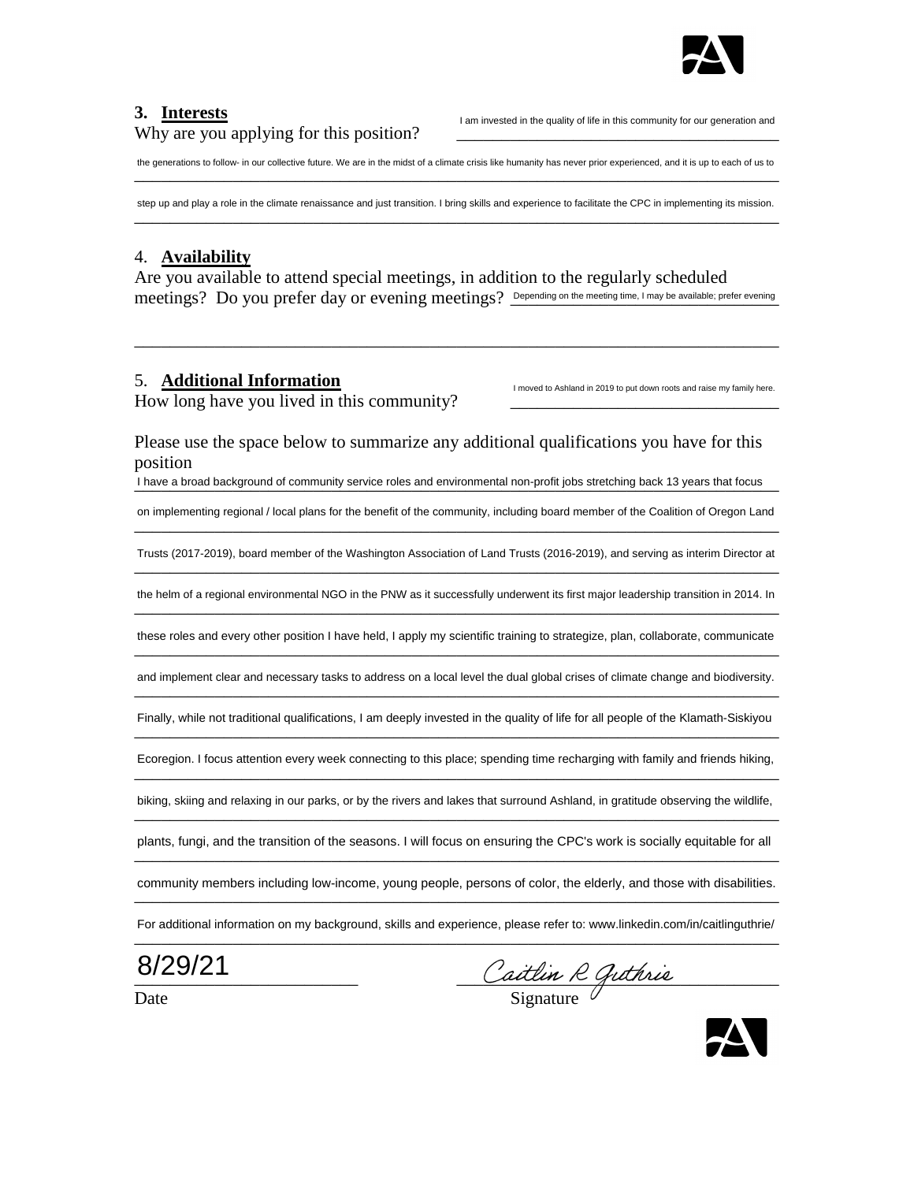### 3. **Interests**

Why are you applying for this position? I am invested in the quality of life in this community for our generation and the generations to follow- in our collective future. We are in the midst of a climate crisis like humanity has never prior experienced, and it is up to each of us to step up and play a role in the climate renaissance and just transition. I bring skills and experience to facilitate the CPC in implementing its mission.

### 4. **Availability**

Are you available to attend special meetings, in addition to the regularly scheduled meetings? Do you prefer day or evening meetings? Depending on the meeting time, I may be available; prefer evening

### 5. **Additional Information**

How long have you lived in this community? I moved to Ashland in 2019 to put down roots and raise my family here.

Please use the space below to summarize any additional qualifications you have for this position

I have a broad background of community service roles and environmental non-profit jobs stretching back 13 years that focus on implementing regional / local plans for the benefit of the community, including board member of the Coalition of Oregon Land Trusts (2017-2019), board member of the Washington Association of Land Trusts (2016-2019), and serving as interim Director at the helm of a regional environmental NGO in the PNW as it successfully underwent its first major leadership transition in 2014. In these roles and every other position I have held, I apply my scientific training to strategize, plan, collaborate, communicate and implement clear and necessary tasks to address on a local level the dual global crises of climate change and biodiversity. Finally, while not traditional qualifications, I am deeply invested in the quality of life for all people of the Klamath-Siskiyou Ecoregion. I focus attention every week connecting to this place; spending time recharging with family and friends hiking, biking, skiing and relaxing in our parks, or by the rivers and lakes that surround Ashland, in gratitude observing the wildlife, plants, fungi, and the transition of the seasons. I will focus on ensuring the CPC's work is socially equitable for all community members including low-income, young people, persons of color, the elderly, and those with disabilities.

For additional information on my background, skills and experience, please refer to: www.linkedin.com/in/caitlinguthrie/

8/29/21

Date

Caitlin R Guthrie

Signature